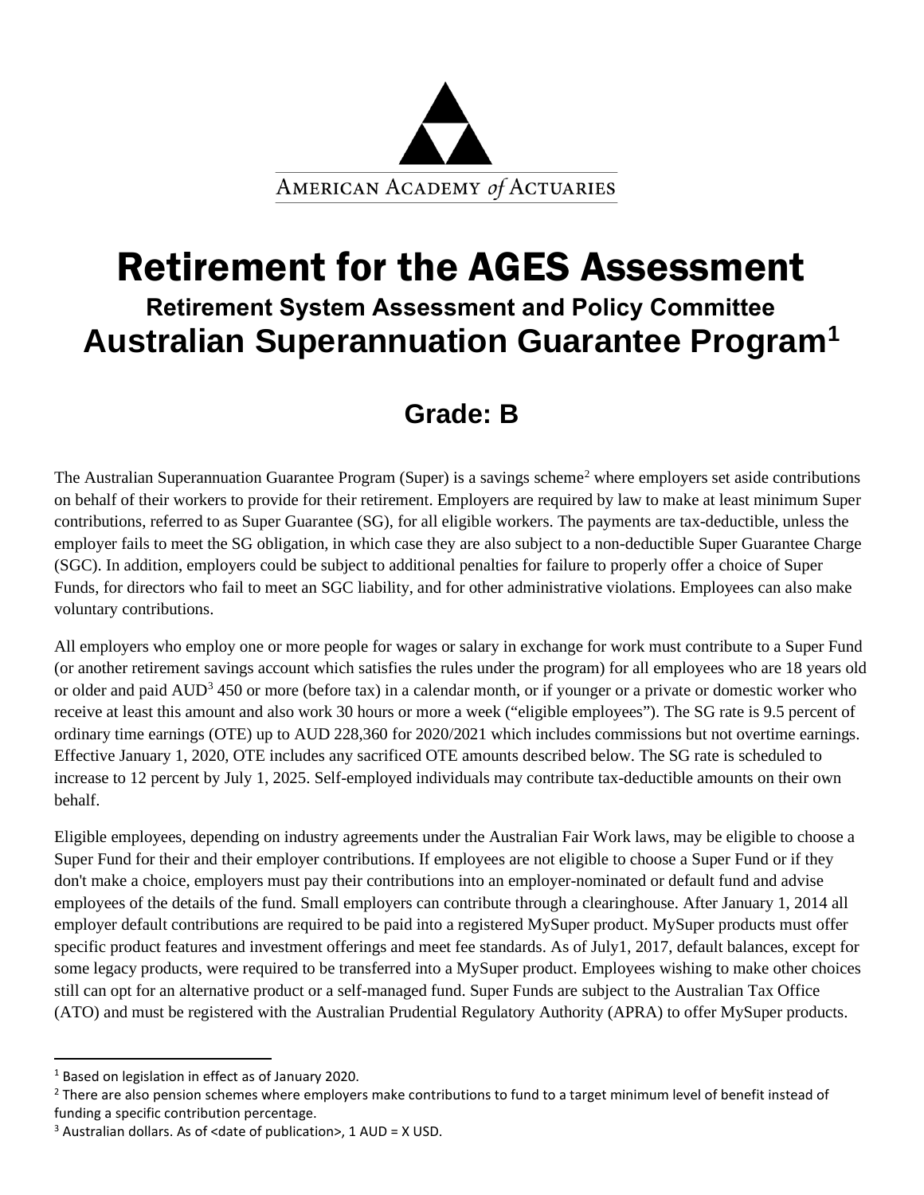AMERICAN ACADEMY *of* ACTUARIES

# Retirement for the AGES Assessment

### Retirement System Assessment and Policy Committee

## Australian Superannuation Guarantee Program[1]

## Grade: B

The Australian Superannuation Guarantee Program (Super) is a savings scheme[2] where employers set aside contributions on behalf of their workers to provide for their retirement. Employers are required by law to make at least minimum Super contributions, referred to as Super Guarantee (SG), for all eligible workers. The payments are tax-deductible, unless the employer fails to meet the SG obligation, in which case they are also subject to a non-deductible Super Guarantee Charge (SGC). In addition, employers could be subject to additional penalties for failure to properly offer a choice of Super Funds, for directors who fail to meet an SGC liability, and for other administrative violations. Employees can also make voluntary contributions.

All employers who employ one or more people for wages or salary in exchange for work must contribute to a Super Fund (or another retirement savings account which satisfies the rules under the program) for all employees who are 18 years old or older and paid AUD[3] 450 or more (before tax) in a calendar month, or if younger or a private or domestic worker who receive at least this amount and also work 30 hours or more a week ("eligible employees"). The SG rate is 9.5 percent of ordinary time earnings (OTE) up to AUD 228,360 for 2020/2021 which includes commissions but not overtime earnings. Effective January 1, 2020, OTE includes any sacrificed OTE amounts described below. The SG rate is scheduled to increase to 12 percent by July 1, 2025. Self-employed individuals may contribute tax-deductible amounts on their own behalf.

Eligible employees, depending on industry agreements under the Australian Fair Work laws, may be eligible to choose a Super Fund for their and their employer contributions. If employees are not eligible to choose a Super Fund or if they don't make a choice, employers must pay their contributions into an employer-nominated or default fund and advise employees of the details of the fund. Small employers can contribute through a clearinghouse. After January 1, 2014 all employer default contributions are required to be paid into a registered MySuper product. MySuper products must offer specific product features and investment offerings and meet fee standards. As of July1, 2017, default balances, except for some legacy products, were required to be transferred into a MySuper product. Employees wishing to make other choices still can opt for an alternative product or a self-managed fund. Super Funds are subject to the Australian Tax Office (ATO) and must be registered with the Australian Prudential Regulatory Authority (APRA) to offer MySuper products.

---

[1] Based on legislation in effect as of January 2020.

[2] There are also pension schemes where employers make contributions to fund to a target minimum level of benefit instead of funding a specific contribution percentage.

[3] Australian dollars. As of <date of publication>, 1 AUD = X USD.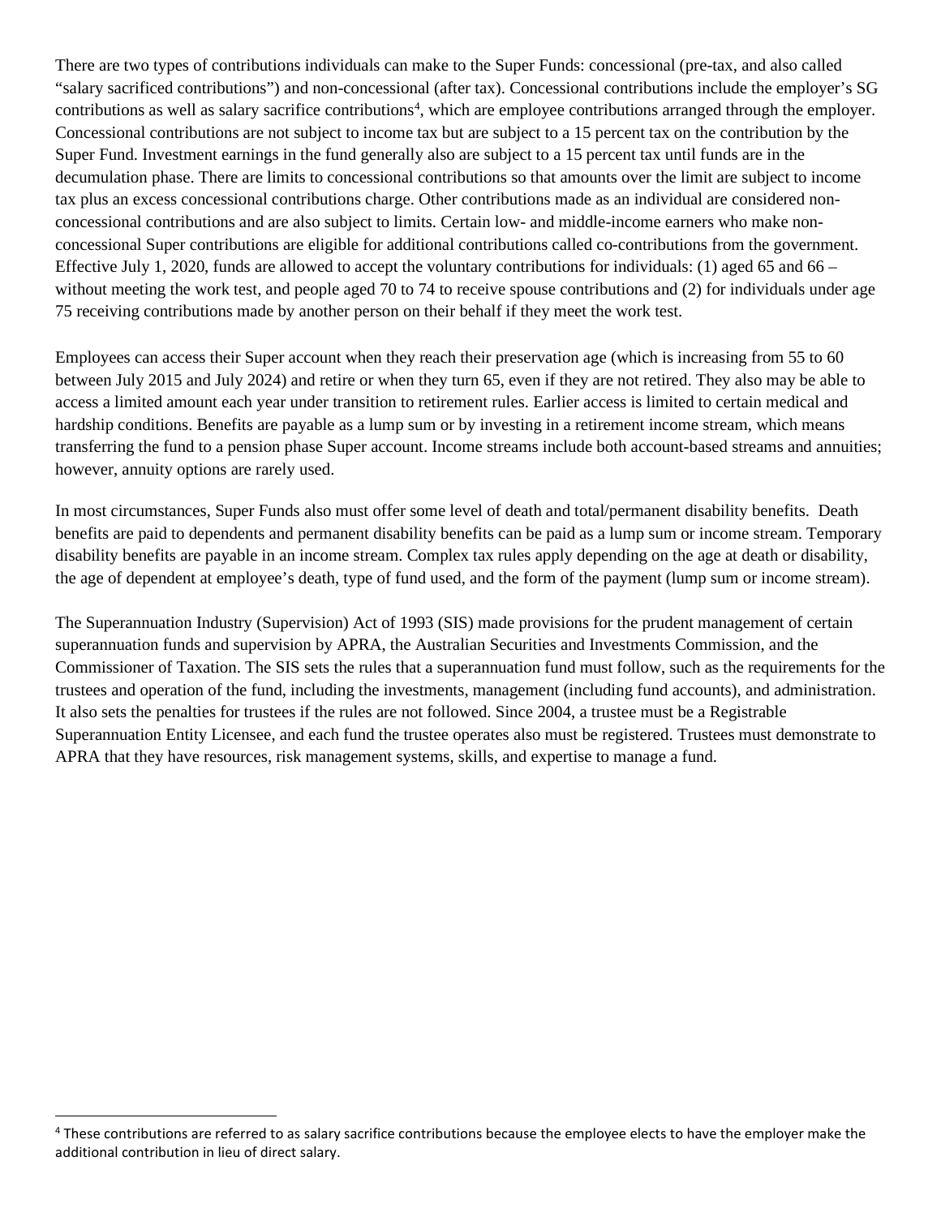There are two types of contributions individuals can make to the Super Funds: concessional (pre-tax, and also called "salary sacrificed contributions") and non-concessional (after tax). Concessional contributions include the employer's SG contributions as well as salary sacrifice contributions[4], which are employee contributions arranged through the employer. Concessional contributions are not subject to income tax but are subject to a 15 percent tax on the contribution by the Super Fund. Investment earnings in the fund generally also are subject to a 15 percent tax until funds are in the decumulation phase. There are limits to concessional contributions so that amounts over the limit are subject to income tax plus an excess concessional contributions charge. Other contributions made as an individual are considered non-concessional contributions and are also subject to limits. Certain low- and middle-income earners who make non-concessional Super contributions are eligible for additional contributions called co-contributions from the government. Effective July 1, 2020, funds are allowed to accept the voluntary contributions for individuals: (1) aged 65 and 66 – without meeting the work test, and people aged 70 to 74 to receive spouse contributions and (2) for individuals under age 75 receiving contributions made by another person on their behalf if they meet the work test.

Employees can access their Super account when they reach their preservation age (which is increasing from 55 to 60 between July 2015 and July 2024) and retire or when they turn 65, even if they are not retired. They also may be able to access a limited amount each year under transition to retirement rules. Earlier access is limited to certain medical and hardship conditions. Benefits are payable as a lump sum or by investing in a retirement income stream, which means transferring the fund to a pension phase Super account. Income streams include both account-based streams and annuities; however, annuity options are rarely used.

In most circumstances, Super Funds also must offer some level of death and total/permanent disability benefits. Death benefits are paid to dependents and permanent disability benefits can be paid as a lump sum or income stream. Temporary disability benefits are payable in an income stream. Complex tax rules apply depending on the age at death or disability, the age of dependent at employee's death, type of fund used, and the form of the payment (lump sum or income stream).

The Superannuation Industry (Supervision) Act of 1993 (SIS) made provisions for the prudent management of certain superannuation funds and supervision by APRA, the Australian Securities and Investments Commission, and the Commissioner of Taxation. The SIS sets the rules that a superannuation fund must follow, such as the requirements for the trustees and operation of the fund, including the investments, management (including fund accounts), and administration. It also sets the penalties for trustees if the rules are not followed. Since 2004, a trustee must be a Registrable Superannuation Entity Licensee, and each fund the trustee operates also must be registered. Trustees must demonstrate to APRA that they have resources, risk management systems, skills, and expertise to manage a fund.

---

[4] These contributions are referred to as salary sacrifice contributions because the employee elects to have the employer make the additional contribution in lieu of direct salary.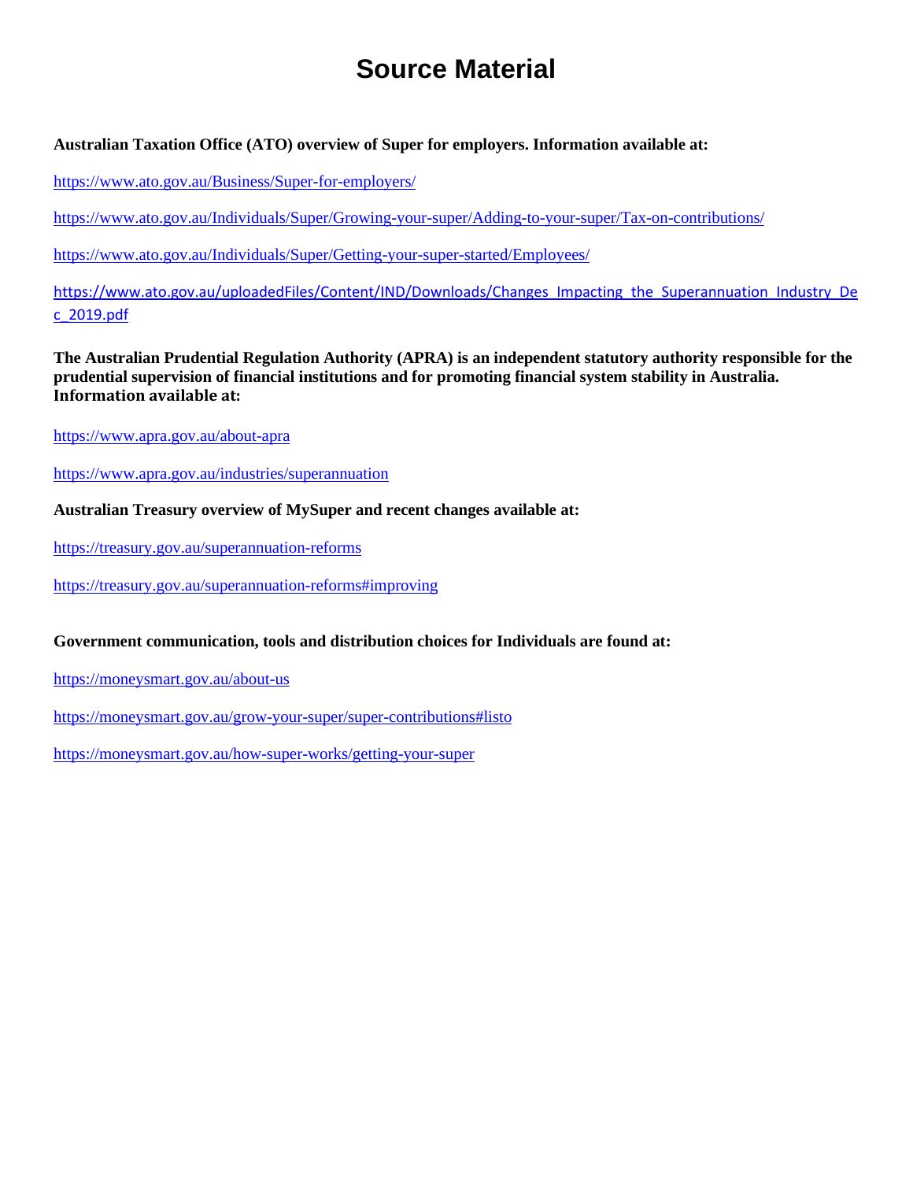# Source Material

**Australian Taxation Office (ATO) overview of Super for employers. Information available at:**

https://www.ato.gov.au/Business/Super-for-employers/

https://www.ato.gov.au/Individuals/Super/Growing-your-super/Adding-to-your-super/Tax-on-contributions/

https://www.ato.gov.au/Individuals/Super/Getting-your-super-started/Employees/

https://www.ato.gov.au/uploadedFiles/Content/IND/Downloads/Changes_Impacting_the_Superannuation_Industry_Dec_2019.pdf

**The Australian Prudential Regulation Authority (APRA) is an independent statutory authority responsible for the prudential supervision of financial institutions and for promoting financial system stability in Australia. Information available at:**

https://www.apra.gov.au/about-apra

https://www.apra.gov.au/industries/superannuation

**Australian Treasury overview of MySuper and recent changes available at:**

https://treasury.gov.au/superannuation-reforms

https://treasury.gov.au/superannuation-reforms#improving

**Government communication, tools and distribution choices for Individuals are found at:**

https://moneysmart.gov.au/about-us

https://moneysmart.gov.au/grow-your-super/super-contributions#listo

https://moneysmart.gov.au/how-super-works/getting-your-super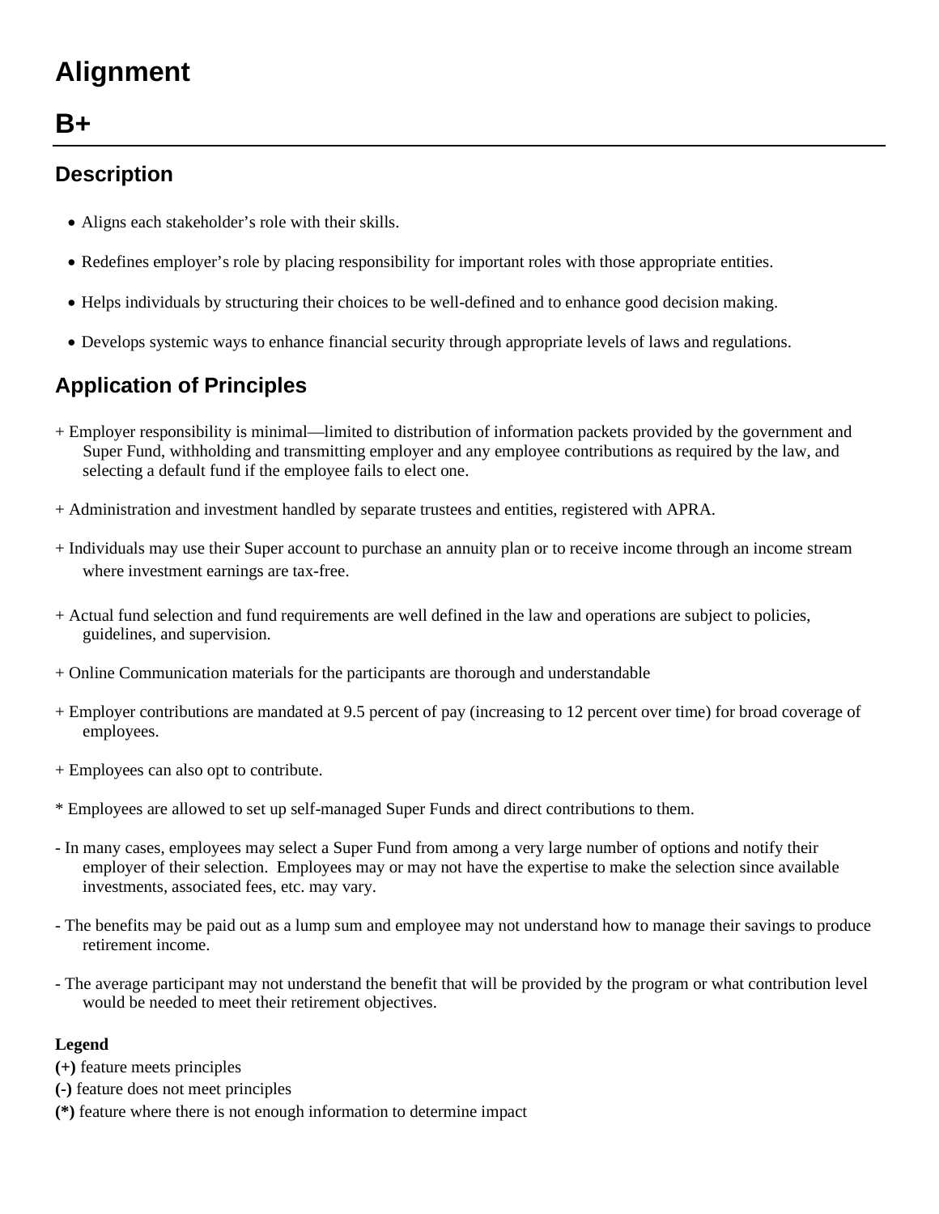# Alignment

# B+

## Description

- Aligns each stakeholder's role with their skills.
- Redefines employer's role by placing responsibility for important roles with those appropriate entities.
- Helps individuals by structuring their choices to be well-defined and to enhance good decision making.
- Develops systemic ways to enhance financial security through appropriate levels of laws and regulations.

## Application of Principles

+ Employer responsibility is minimal—limited to distribution of information packets provided by the government and Super Fund, withholding and transmitting employer and any employee contributions as required by the law, and selecting a default fund if the employee fails to elect one.

+ Administration and investment handled by separate trustees and entities, registered with APRA.

+ Individuals may use their Super account to purchase an annuity plan or to receive income through an income stream where investment earnings are tax-free.

+ Actual fund selection and fund requirements are well defined in the law and operations are subject to policies, guidelines, and supervision.

+ Online Communication materials for the participants are thorough and understandable

+ Employer contributions are mandated at 9.5 percent of pay (increasing to 12 percent over time) for broad coverage of employees.

+ Employees can also opt to contribute.

* Employees are allowed to set up self-managed Super Funds and direct contributions to them.

- In many cases, employees may select a Super Fund from among a very large number of options and notify their employer of their selection. Employees may or may not have the expertise to make the selection since available investments, associated fees, etc. may vary.

- The benefits may be paid out as a lump sum and employee may not understand how to manage their savings to produce retirement income.

- The average participant may not understand the benefit that will be provided by the program or what contribution level would be needed to meet their retirement objectives.

**Legend**

**(+)** feature meets principles
**(-)** feature does not meet principles
**(*)** feature where there is not enough information to determine impact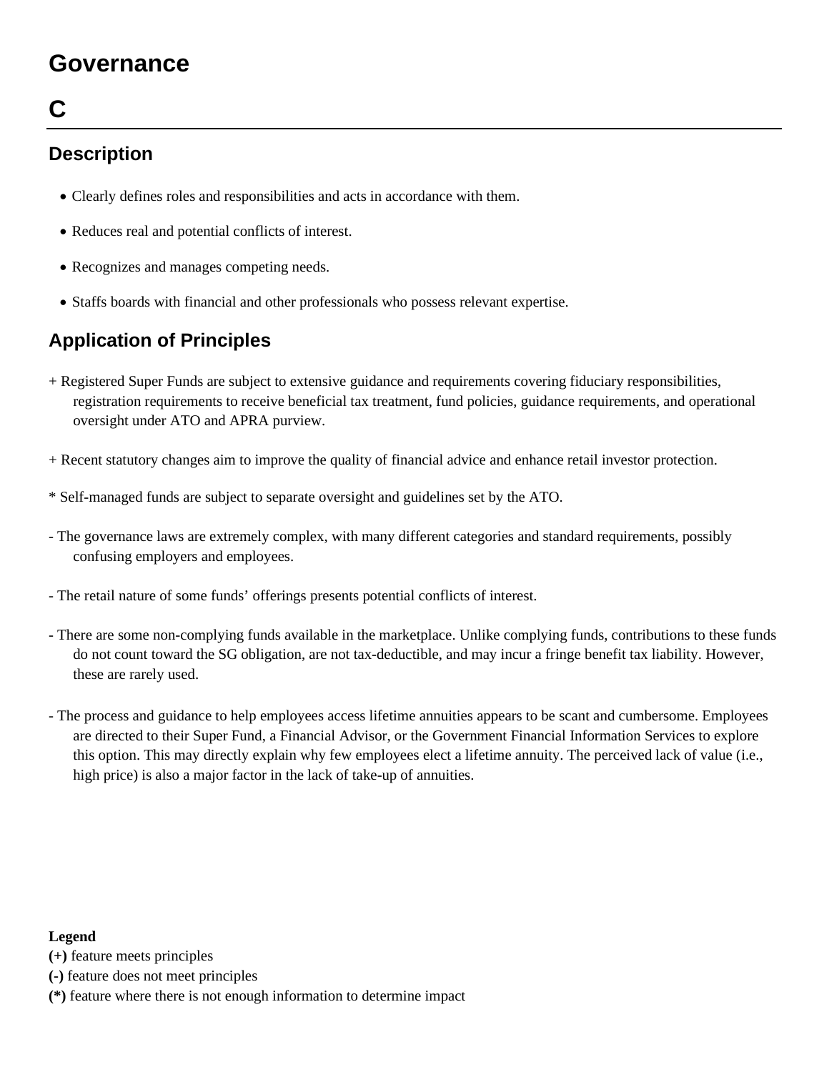# Governance

# C

## Description

- Clearly defines roles and responsibilities and acts in accordance with them.
- Reduces real and potential conflicts of interest.
- Recognizes and manages competing needs.
- Staffs boards with financial and other professionals who possess relevant expertise.

## Application of Principles

+ Registered Super Funds are subject to extensive guidance and requirements covering fiduciary responsibilities, registration requirements to receive beneficial tax treatment, fund policies, guidance requirements, and operational oversight under ATO and APRA purview.

+ Recent statutory changes aim to improve the quality of financial advice and enhance retail investor protection.

* Self-managed funds are subject to separate oversight and guidelines set by the ATO.

- The governance laws are extremely complex, with many different categories and standard requirements, possibly confusing employers and employees.

- The retail nature of some funds' offerings presents potential conflicts of interest.

- There are some non-complying funds available in the marketplace. Unlike complying funds, contributions to these funds do not count toward the SG obligation, are not tax-deductible, and may incur a fringe benefit tax liability. However, these are rarely used.

- The process and guidance to help employees access lifetime annuities appears to be scant and cumbersome. Employees are directed to their Super Fund, a Financial Advisor, or the Government Financial Information Services to explore this option. This may directly explain why few employees elect a lifetime annuity. The perceived lack of value (i.e., high price) is also a major factor in the lack of take-up of annuities.

**Legend**
**(+)** feature meets principles
**(-)** feature does not meet principles
**(*)** feature where there is not enough information to determine impact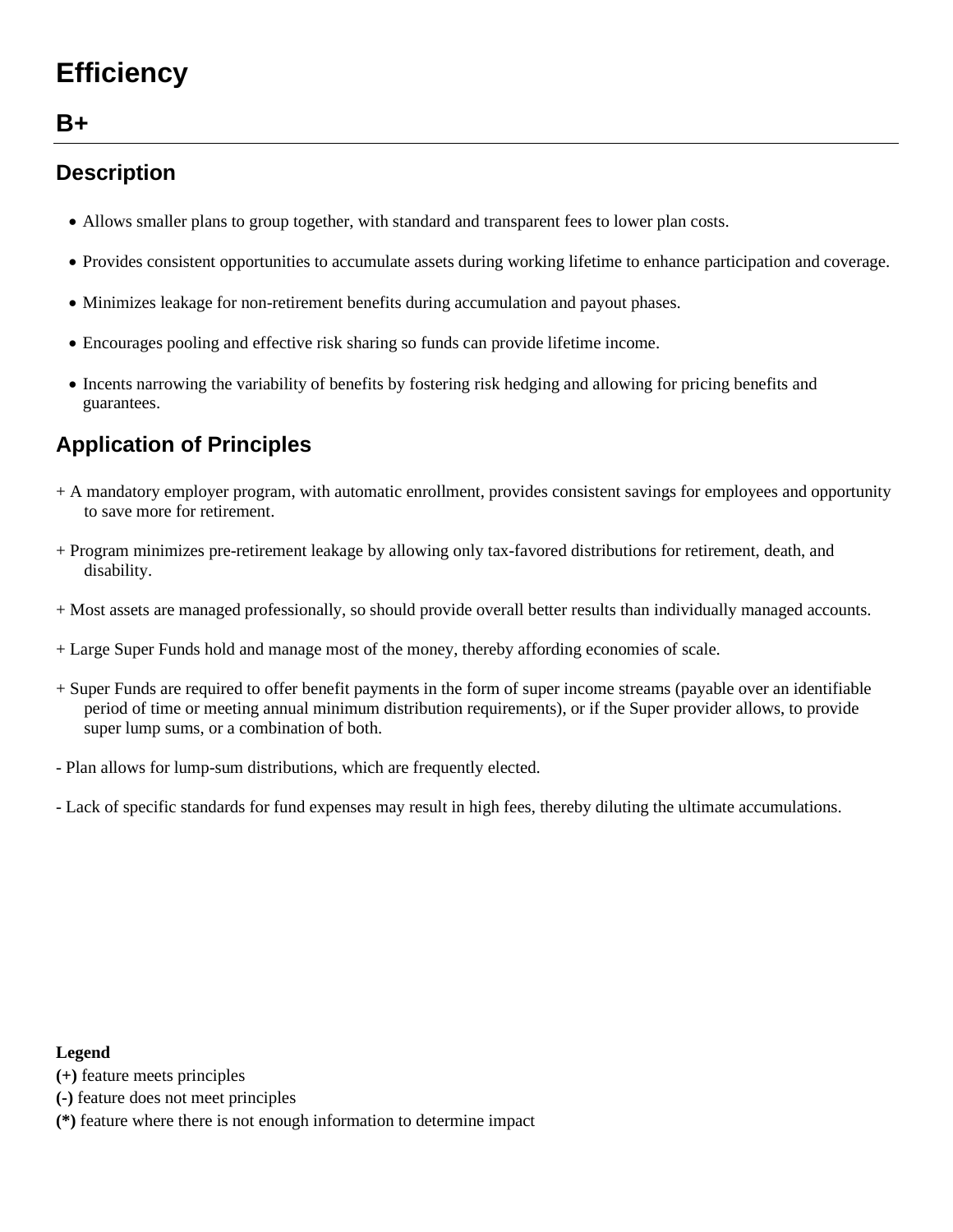# Efficiency

## B+

---

## Description

- Allows smaller plans to group together, with standard and transparent fees to lower plan costs.
- Provides consistent opportunities to accumulate assets during working lifetime to enhance participation and coverage.
- Minimizes leakage for non-retirement benefits during accumulation and payout phases.
- Encourages pooling and effective risk sharing so funds can provide lifetime income.
- Incents narrowing the variability of benefits by fostering risk hedging and allowing for pricing benefits and guarantees.

## Application of Principles

+ A mandatory employer program, with automatic enrollment, provides consistent savings for employees and opportunity to save more for retirement.

+ Program minimizes pre-retirement leakage by allowing only tax-favored distributions for retirement, death, and disability.

+ Most assets are managed professionally, so should provide overall better results than individually managed accounts.

+ Large Super Funds hold and manage most of the money, thereby affording economies of scale.

+ Super Funds are required to offer benefit payments in the form of super income streams (payable over an identifiable period of time or meeting annual minimum distribution requirements), or if the Super provider allows, to provide super lump sums, or a combination of both.

- Plan allows for lump-sum distributions, which are frequently elected.

- Lack of specific standards for fund expenses may result in high fees, thereby diluting the ultimate accumulations.

**Legend**
**(+)** feature meets principles
**(-)** feature does not meet principles
**(*)** feature where there is not enough information to determine impact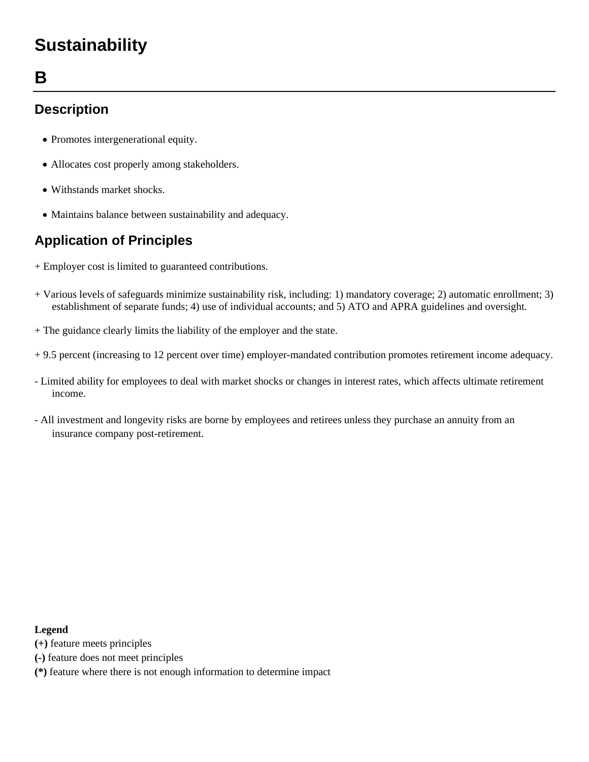# Sustainability

# B

## Description

- Promotes intergenerational equity.
- Allocates cost properly among stakeholders.
- Withstands market shocks.
- Maintains balance between sustainability and adequacy.

## Application of Principles

+ Employer cost is limited to guaranteed contributions.

+ Various levels of safeguards minimize sustainability risk, including: 1) mandatory coverage; 2) automatic enrollment; 3) establishment of separate funds; 4) use of individual accounts; and 5) ATO and APRA guidelines and oversight.

+ The guidance clearly limits the liability of the employer and the state.

+ 9.5 percent (increasing to 12 percent over time) employer-mandated contribution promotes retirement income adequacy.

- Limited ability for employees to deal with market shocks or changes in interest rates, which affects ultimate retirement income.

- All investment and longevity risks are borne by employees and retirees unless they purchase an annuity from an insurance company post-retirement.

**Legend**
**(+)** feature meets principles
**(-)** feature does not meet principles
**(*)** feature where there is not enough information to determine impact